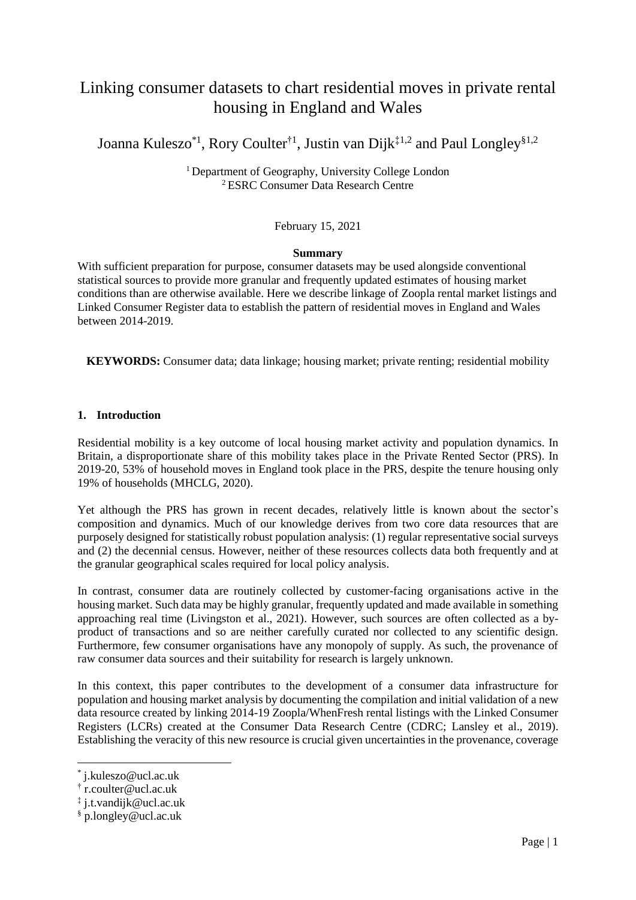# Linking consumer datasets to chart residential moves in private rental housing in England and Wales

Joanna Kuleszo[*1], Rory Coulter[†1], Justin van Dijk[‡1,2] and Paul Longley[§1,2]

[1] Department of Geography, University College London
[2] ESRC Consumer Data Research Centre

February 15, 2021

**Summary**

With sufficient preparation for purpose, consumer datasets may be used alongside conventional statistical sources to provide more granular and frequently updated estimates of housing market conditions than are otherwise available. Here we describe linkage of Zoopla rental market listings and Linked Consumer Register data to establish the pattern of residential moves in England and Wales between 2014-2019.

**KEYWORDS:** Consumer data; data linkage; housing market; private renting; residential mobility

## 1. Introduction

Residential mobility is a key outcome of local housing market activity and population dynamics. In Britain, a disproportionate share of this mobility takes place in the Private Rented Sector (PRS). In 2019-20, 53% of household moves in England took place in the PRS, despite the tenure housing only 19% of households (MHCLG, 2020).

Yet although the PRS has grown in recent decades, relatively little is known about the sector's composition and dynamics. Much of our knowledge derives from two core data resources that are purposely designed for statistically robust population analysis: (1) regular representative social surveys and (2) the decennial census. However, neither of these resources collects data both frequently and at the granular geographical scales required for local policy analysis.

In contrast, consumer data are routinely collected by customer-facing organisations active in the housing market. Such data may be highly granular, frequently updated and made available in something approaching real time (Livingston et al., 2021). However, such sources are often collected as a by-product of transactions and so are neither carefully curated nor collected to any scientific design. Furthermore, few consumer organisations have any monopoly of supply. As such, the provenance of raw consumer data sources and their suitability for research is largely unknown.

In this context, this paper contributes to the development of a consumer data infrastructure for population and housing market analysis by documenting the compilation and initial validation of a new data resource created by linking 2014-19 Zoopla/WhenFresh rental listings with the Linked Consumer Registers (LCRs) created at the Consumer Data Research Centre (CDRC; Lansley et al., 2019). Establishing the veracity of this new resource is crucial given uncertainties in the provenance, coverage

[*] j.kuleszo@ucl.ac.uk

[†] r.coulter@ucl.ac.uk

[‡] j.t.vandijk@ucl.ac.uk

[§] p.longley@ucl.ac.uk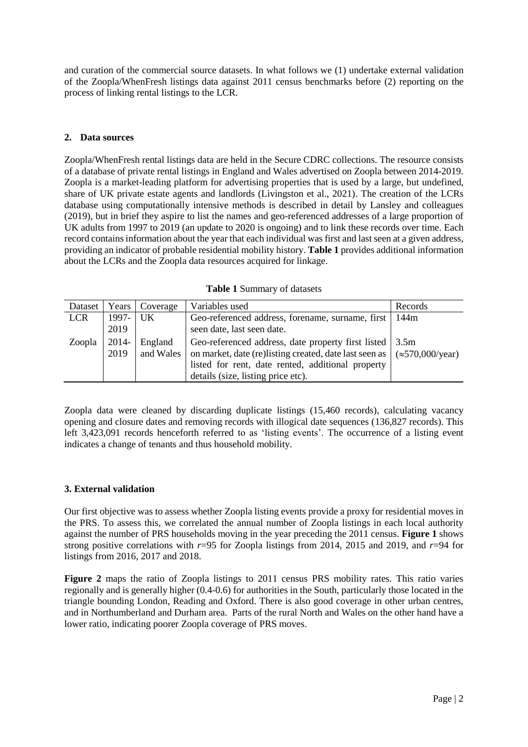and curation of the commercial source datasets. In what follows we (1) undertake external validation of the Zoopla/WhenFresh listings data against 2011 census benchmarks before (2) reporting on the process of linking rental listings to the LCR.

## 2. Data sources

Zoopla/WhenFresh rental listings data are held in the Secure CDRC collections. The resource consists of a database of private rental listings in England and Wales advertised on Zoopla between 2014-2019. Zoopla is a market-leading platform for advertising properties that is used by a large, but undefined, share of UK private estate agents and landlords (Livingston et al., 2021). The creation of the LCRs database using computationally intensive methods is described in detail by Lansley and colleagues (2019), but in brief they aspire to list the names and geo-referenced addresses of a large proportion of UK adults from 1997 to 2019 (an update to 2020 is ongoing) and to link these records over time. Each record contains information about the year that each individual was first and last seen at a given address, providing an indicator of probable residential mobility history. **Table 1** provides additional information about the LCRs and the Zoopla data resources acquired for linkage.

**Table 1** Summary of datasets

| Dataset | Years | Coverage | Variables used | Records |
|---|---|---|---|---|
| LCR | 1997-2019 | UK | Geo-referenced address, forename, surname, first seen date, last seen date. | 144m |
| Zoopla | 2014-2019 | England and Wales | Geo-referenced address, date property first listed on market, date (re)listing created, date last seen as listed for rent, date rented, additional property details (size, listing price etc). | 3.5m (≈570,000/year) |

Zoopla data were cleaned by discarding duplicate listings (15,460 records), calculating vacancy opening and closure dates and removing records with illogical date sequences (136,827 records). This left 3,423,091 records henceforth referred to as 'listing events'. The occurrence of a listing event indicates a change of tenants and thus household mobility.

## 3. External validation

Our first objective was to assess whether Zoopla listing events provide a proxy for residential moves in the PRS. To assess this, we correlated the annual number of Zoopla listings in each local authority against the number of PRS households moving in the year preceding the 2011 census. **Figure 1** shows strong positive correlations with $r$=95 for Zoopla listings from 2014, 2015 and 2019, and $r$=94 for listings from 2016, 2017 and 2018.

**Figure 2** maps the ratio of Zoopla listings to 2011 census PRS mobility rates. This ratio varies regionally and is generally higher (0.4-0.6) for authorities in the South, particularly those located in the triangle bounding London, Reading and Oxford. There is also good coverage in other urban centres, and in Northumberland and Durham area. Parts of the rural North and Wales on the other hand have a lower ratio, indicating poorer Zoopla coverage of PRS moves.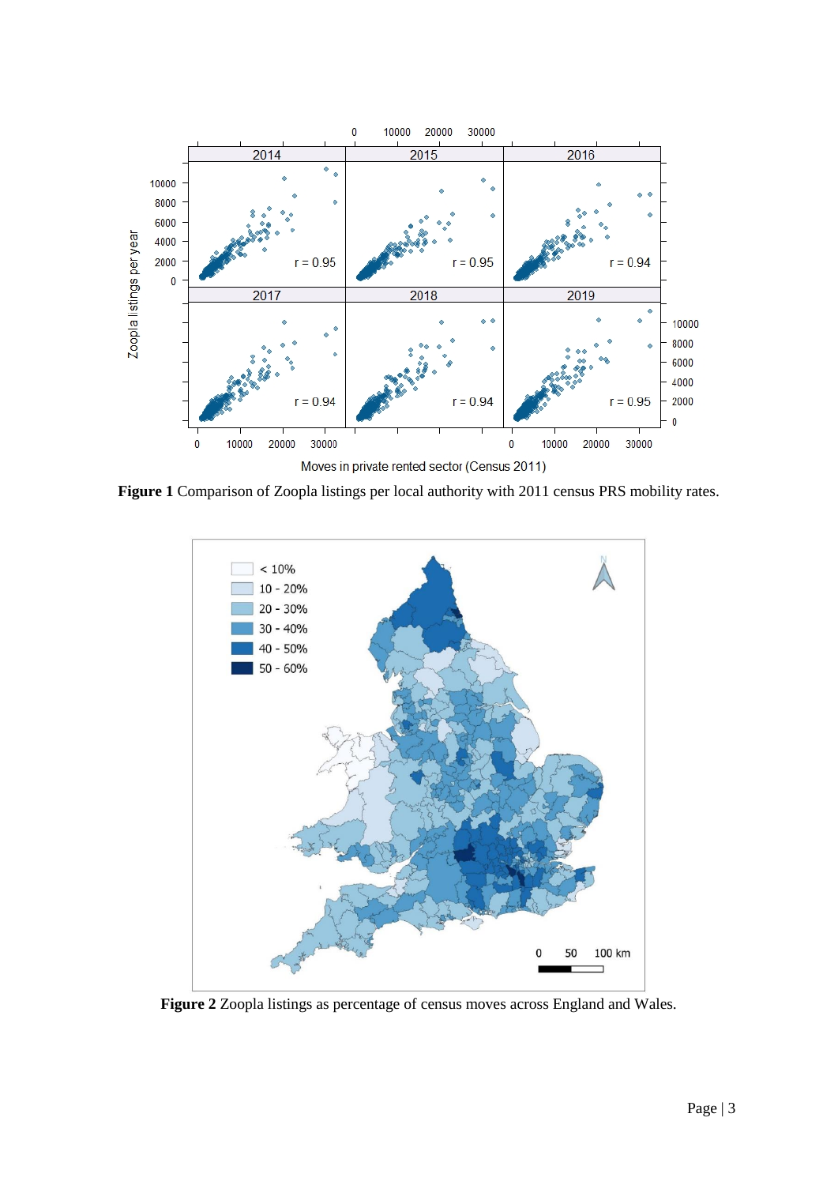**Figure 1** Comparison of Zoopla listings per local authority with 2011 census PRS mobility rates.

**Figure 2** Zoopla listings as percentage of census moves across England and Wales.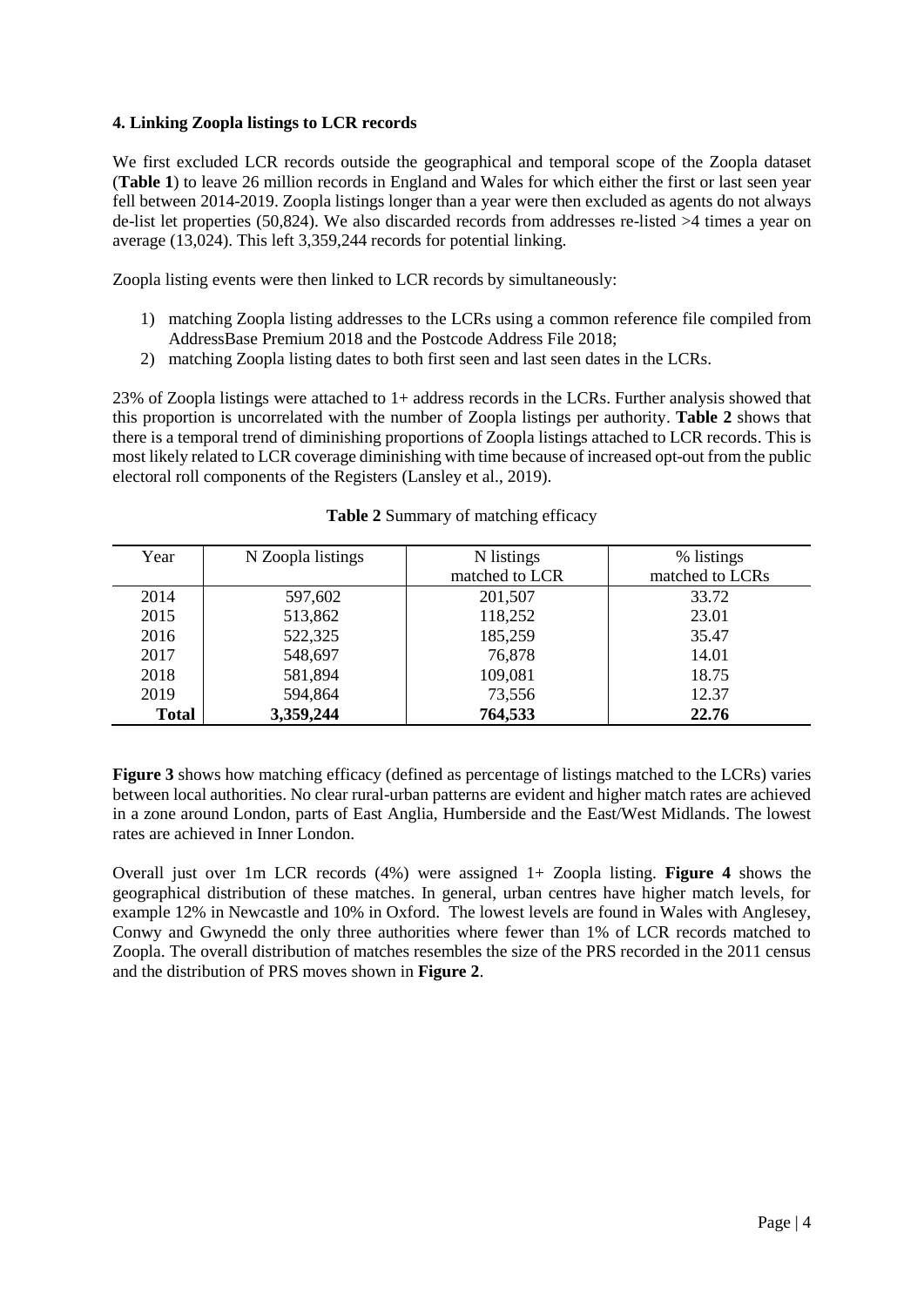### 4. Linking Zoopla listings to LCR records

We first excluded LCR records outside the geographical and temporal scope of the Zoopla dataset (**Table 1**) to leave 26 million records in England and Wales for which either the first or last seen year fell between 2014-2019. Zoopla listings longer than a year were then excluded as agents do not always de-list let properties (50,824). We also discarded records from addresses re-listed >4 times a year on average (13,024). This left 3,359,244 records for potential linking.

Zoopla listing events were then linked to LCR records by simultaneously:

1) matching Zoopla listing addresses to the LCRs using a common reference file compiled from AddressBase Premium 2018 and the Postcode Address File 2018;
2) matching Zoopla listing dates to both first seen and last seen dates in the LCRs.

23% of Zoopla listings were attached to 1+ address records in the LCRs. Further analysis showed that this proportion is uncorrelated with the number of Zoopla listings per authority. **Table 2** shows that there is a temporal trend of diminishing proportions of Zoopla listings attached to LCR records. This is most likely related to LCR coverage diminishing with time because of increased opt-out from the public electoral roll components of the Registers (Lansley et al., 2019).

**Table 2** Summary of matching efficacy

| Year | N Zoopla listings | N listings matched to LCR | % listings matched to LCRs |
|---|---|---|---|
| 2014 | 597,602 | 201,507 | 33.72 |
| 2015 | 513,862 | 118,252 | 23.01 |
| 2016 | 522,325 | 185,259 | 35.47 |
| 2017 | 548,697 | 76,878 | 14.01 |
| 2018 | 581,894 | 109,081 | 18.75 |
| 2019 | 594,864 | 73,556 | 12.37 |
| **Total** | **3,359,244** | **764,533** | **22.76** |

**Figure 3** shows how matching efficacy (defined as percentage of listings matched to the LCRs) varies between local authorities. No clear rural-urban patterns are evident and higher match rates are achieved in a zone around London, parts of East Anglia, Humberside and the East/West Midlands. The lowest rates are achieved in Inner London.

Overall just over 1m LCR records (4%) were assigned 1+ Zoopla listing. **Figure 4** shows the geographical distribution of these matches. In general, urban centres have higher match levels, for example 12% in Newcastle and 10% in Oxford. The lowest levels are found in Wales with Anglesey, Conwy and Gwynedd the only three authorities where fewer than 1% of LCR records matched to Zoopla. The overall distribution of matches resembles the size of the PRS recorded in the 2011 census and the distribution of PRS moves shown in **Figure 2**.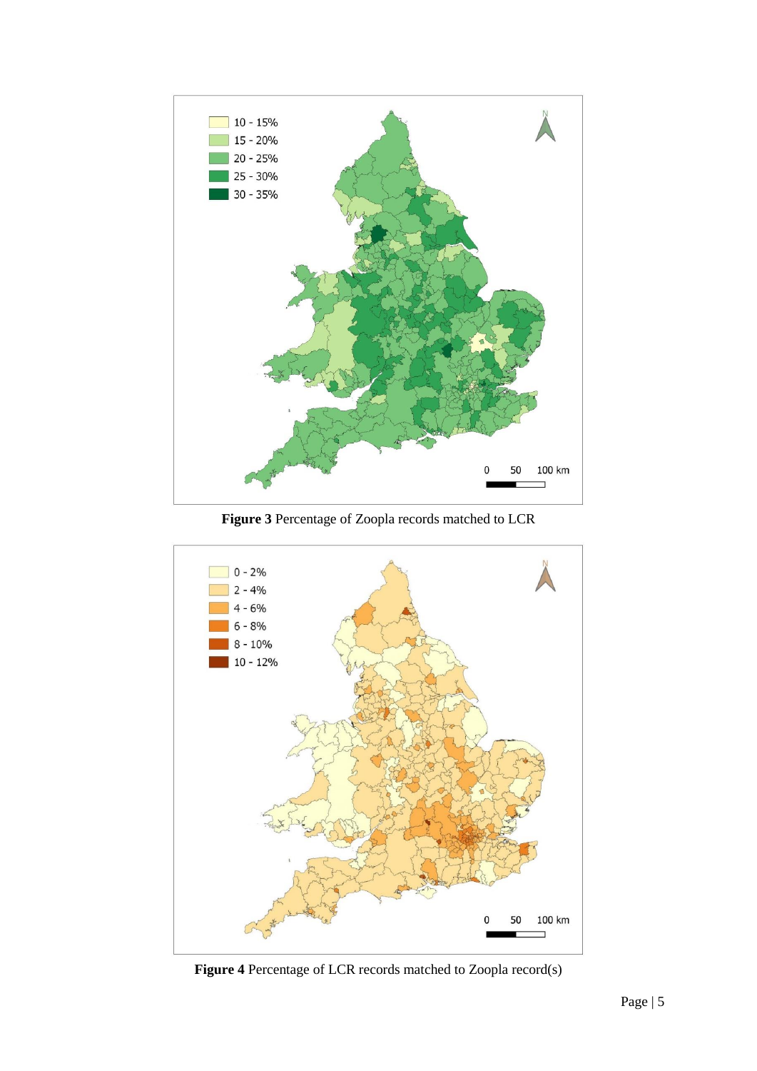**Figure 3** Percentage of Zoopla records matched to LCR

**Figure 4** Percentage of LCR records matched to Zoopla record(s)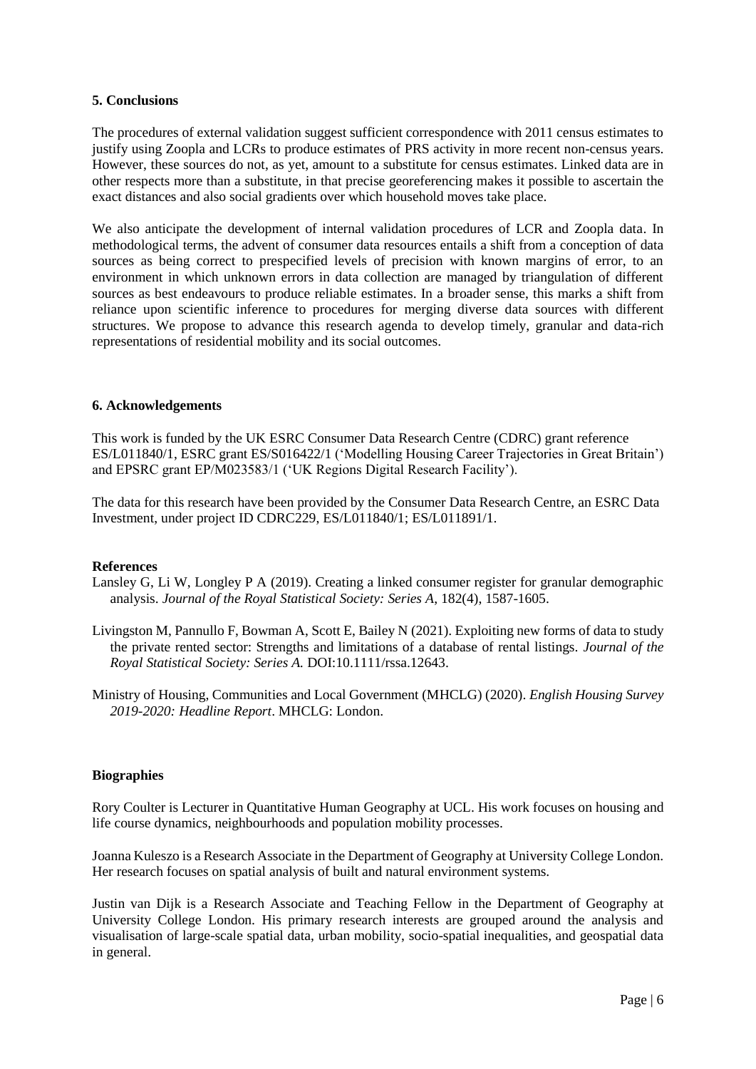## 5. Conclusions

The procedures of external validation suggest sufficient correspondence with 2011 census estimates to justify using Zoopla and LCRs to produce estimates of PRS activity in more recent non-census years. However, these sources do not, as yet, amount to a substitute for census estimates. Linked data are in other respects more than a substitute, in that precise georeferencing makes it possible to ascertain the exact distances and also social gradients over which household moves take place.

We also anticipate the development of internal validation procedures of LCR and Zoopla data. In methodological terms, the advent of consumer data resources entails a shift from a conception of data sources as being correct to prespecified levels of precision with known margins of error, to an environment in which unknown errors in data collection are managed by triangulation of different sources as best endeavours to produce reliable estimates. In a broader sense, this marks a shift from reliance upon scientific inference to procedures for merging diverse data sources with different structures. We propose to advance this research agenda to develop timely, granular and data-rich representations of residential mobility and its social outcomes.

## 6. Acknowledgements

This work is funded by the UK ESRC Consumer Data Research Centre (CDRC) grant reference ES/L011840/1, ESRC grant ES/S016422/1 ('Modelling Housing Career Trajectories in Great Britain') and EPSRC grant EP/M023583/1 ('UK Regions Digital Research Facility').

The data for this research have been provided by the Consumer Data Research Centre, an ESRC Data Investment, under project ID CDRC229, ES/L011840/1; ES/L011891/1.

## References

Lansley G, Li W, Longley P A (2019). Creating a linked consumer register for granular demographic analysis. *Journal of the Royal Statistical Society: Series A*, 182(4), 1587-1605.

Livingston M, Pannullo F, Bowman A, Scott E, Bailey N (2021). Exploiting new forms of data to study the private rented sector: Strengths and limitations of a database of rental listings. *Journal of the Royal Statistical Society: Series A.* DOI:10.1111/rssa.12643.

Ministry of Housing, Communities and Local Government (MHCLG) (2020). *English Housing Survey 2019-2020: Headline Report*. MHCLG: London.

## Biographies

Rory Coulter is Lecturer in Quantitative Human Geography at UCL. His work focuses on housing and life course dynamics, neighbourhoods and population mobility processes.

Joanna Kuleszo is a Research Associate in the Department of Geography at University College London. Her research focuses on spatial analysis of built and natural environment systems.

Justin van Dijk is a Research Associate and Teaching Fellow in the Department of Geography at University College London. His primary research interests are grouped around the analysis and visualisation of large-scale spatial data, urban mobility, socio-spatial inequalities, and geospatial data in general.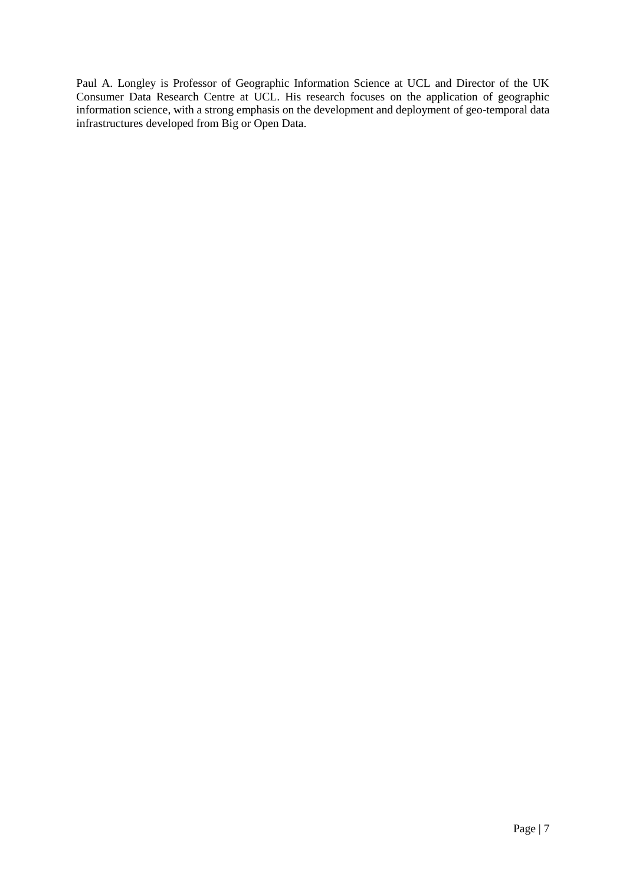Paul A. Longley is Professor of Geographic Information Science at UCL and Director of the UK Consumer Data Research Centre at UCL. His research focuses on the application of geographic information science, with a strong emphasis on the development and deployment of geo-temporal data infrastructures developed from Big or Open Data.